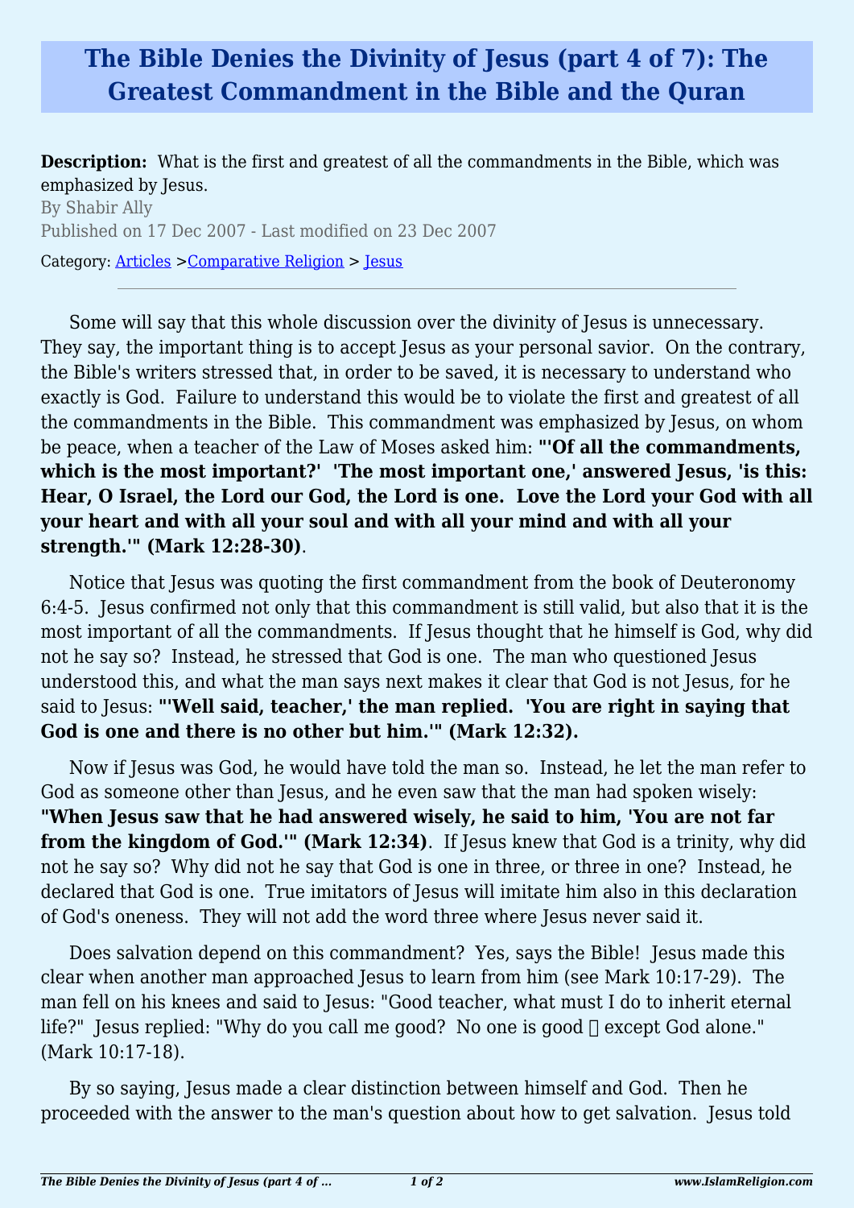# The Bible Denies the Divinity of Jesus (part 4 of 7): The Greatest Commandment in the Bible and the Quran

**Description:** What is the first and greatest of all the commandments in the Bible, which was emphasized by Jesus.

By Shabir Ally

Published on 17 Dec 2007 - Last modified on 23 Dec 2007

Category: Articles >Comparative Religion > Jesus

---

Some will say that this whole discussion over the divinity of Jesus is unnecessary. They say, the important thing is to accept Jesus as your personal savior. On the contrary, the Bible's writers stressed that, in order to be saved, it is necessary to understand who exactly is God. Failure to understand this would be to violate the first and greatest of all the commandments in the Bible. This commandment was emphasized by Jesus, on whom be peace, when a teacher of the Law of Moses asked him: **"'Of all the commandments, which is the most important?' 'The most important one,' answered Jesus, 'is this: Hear, O Israel, the Lord our God, the Lord is one. Love the Lord your God with all your heart and with all your soul and with all your mind and with all your strength.'" (Mark 12:28-30)**.

Notice that Jesus was quoting the first commandment from the book of Deuteronomy 6:4-5. Jesus confirmed not only that this commandment is still valid, but also that it is the most important of all the commandments. If Jesus thought that he himself is God, why did not he say so? Instead, he stressed that God is one. The man who questioned Jesus understood this, and what the man says next makes it clear that God is not Jesus, for he said to Jesus: **"'Well said, teacher,' the man replied. 'You are right in saying that God is one and there is no other but him.'" (Mark 12:32).**

Now if Jesus was God, he would have told the man so. Instead, he let the man refer to God as someone other than Jesus, and he even saw that the man had spoken wisely: **"When Jesus saw that he had answered wisely, he said to him, 'You are not far from the kingdom of God.'" (Mark 12:34)**. If Jesus knew that God is a trinity, why did not he say so? Why did not he say that God is one in three, or three in one? Instead, he declared that God is one. True imitators of Jesus will imitate him also in this declaration of God's oneness. They will not add the word three where Jesus never said it.

Does salvation depend on this commandment? Yes, says the Bible! Jesus made this clear when another man approached Jesus to learn from him (see Mark 10:17-29). The man fell on his knees and said to Jesus: "Good teacher, what must I do to inherit eternal life?" Jesus replied: "Why do you call me good? No one is good  except God alone." (Mark 10:17-18).

By so saying, Jesus made a clear distinction between himself and God. Then he proceeded with the answer to the man's question about how to get salvation. Jesus told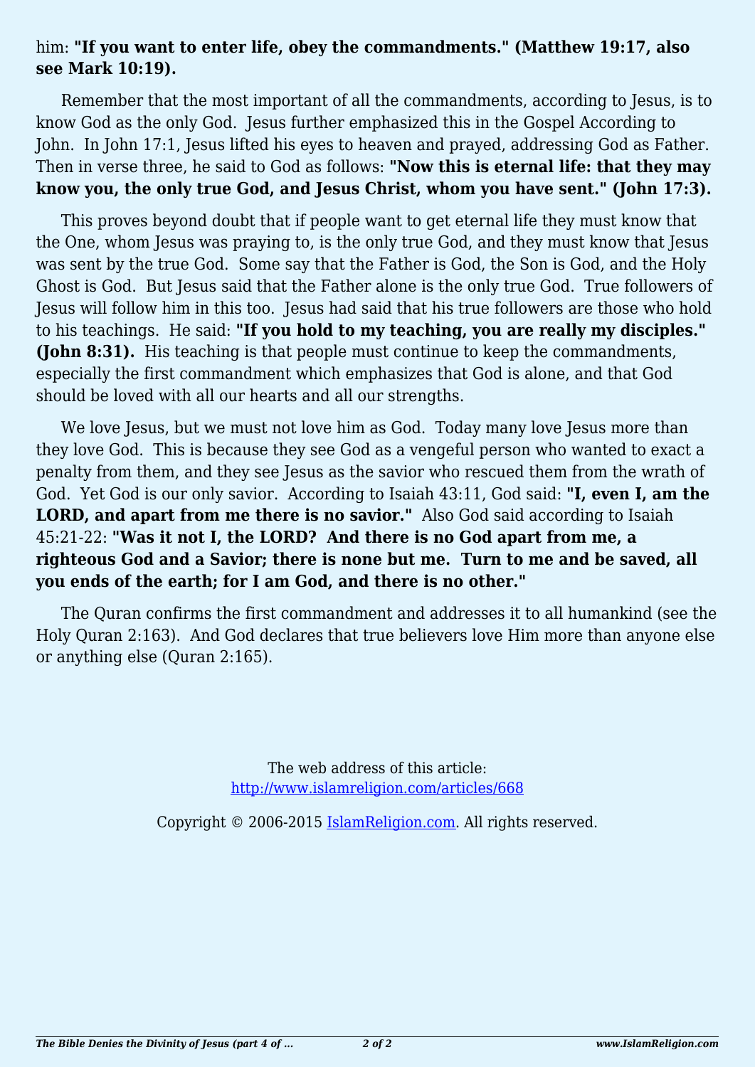him: **"If you want to enter life, obey the commandments." (Matthew 19:17, also see Mark 10:19).**

Remember that the most important of all the commandments, according to Jesus, is to know God as the only God. Jesus further emphasized this in the Gospel According to John. In John 17:1, Jesus lifted his eyes to heaven and prayed, addressing God as Father. Then in verse three, he said to God as follows: **"Now this is eternal life: that they may know you, the only true God, and Jesus Christ, whom you have sent." (John 17:3).**

This proves beyond doubt that if people want to get eternal life they must know that the One, whom Jesus was praying to, is the only true God, and they must know that Jesus was sent by the true God. Some say that the Father is God, the Son is God, and the Holy Ghost is God. But Jesus said that the Father alone is the only true God. True followers of Jesus will follow him in this too. Jesus had said that his true followers are those who hold to his teachings. He said: **"If you hold to my teaching, you are really my disciples." (John 8:31).** His teaching is that people must continue to keep the commandments, especially the first commandment which emphasizes that God is alone, and that God should be loved with all our hearts and all our strengths.

We love Jesus, but we must not love him as God. Today many love Jesus more than they love God. This is because they see God as a vengeful person who wanted to exact a penalty from them, and they see Jesus as the savior who rescued them from the wrath of God. Yet God is our only savior. According to Isaiah 43:11, God said: **"I, even I, am the LORD, and apart from me there is no savior."** Also God said according to Isaiah 45:21-22: **"Was it not I, the LORD? And there is no God apart from me, a righteous God and a Savior; there is none but me. Turn to me and be saved, all you ends of the earth; for I am God, and there is no other."**

The Quran confirms the first commandment and addresses it to all humankind (see the Holy Quran 2:163). And God declares that true believers love Him more than anyone else or anything else (Quran 2:165).

The web address of this article:
http://www.islamreligion.com/articles/668

Copyright © 2006-2015 IslamReligion.com. All rights reserved.